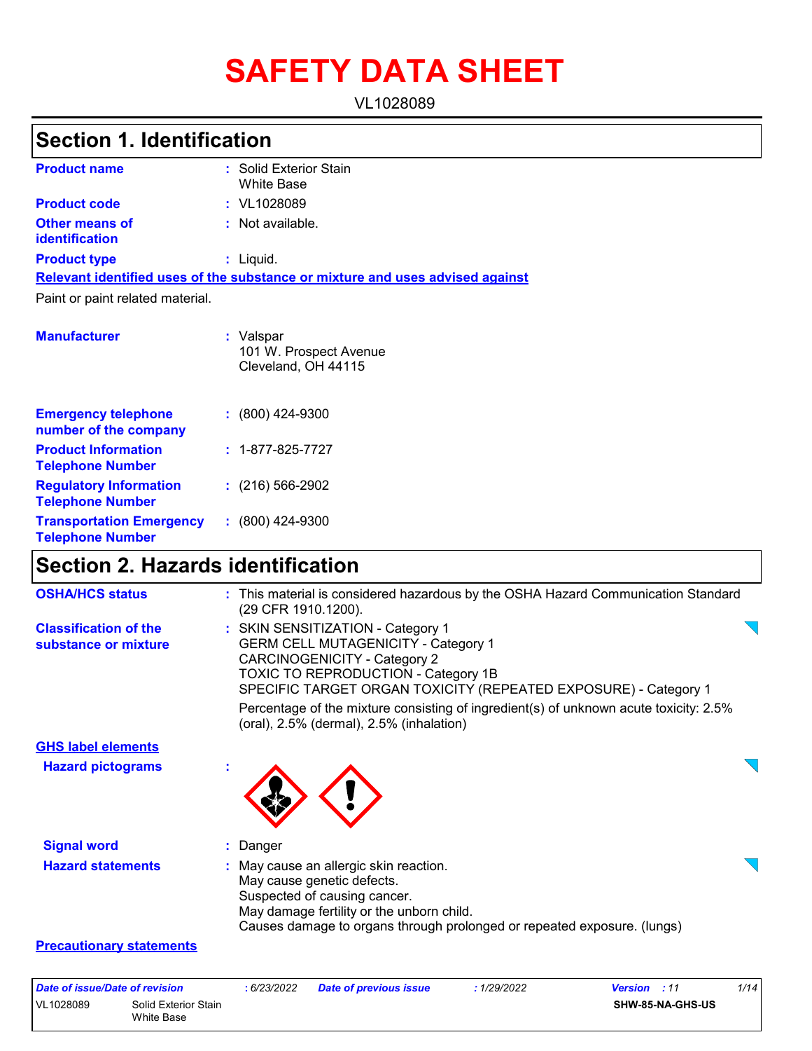# SAFETY DATA SHEET

VL1028089

## Section 1. Identification

**Product name** : Solid Exterior Stain White Base

**Product code** : VL1028089

**Other means of identification** : Not available.

**Product type** : Liquid.

**Relevant identified uses of the substance or mixture and uses advised against**

Paint or paint related material.

**Manufacturer** : Valspar
101 W. Prospect Avenue
Cleveland, OH 44115

**Emergency telephone number of the company** : (800) 424-9300

**Product Information Telephone Number** : 1-877-825-7727

**Regulatory Information Telephone Number** : (216) 566-2902

**Transportation Emergency Telephone Number** : (800) 424-9300

## Section 2. Hazards identification

**OSHA/HCS status** : This material is considered hazardous by the OSHA Hazard Communication Standard (29 CFR 1910.1200).

**Classification of the substance or mixture** : SKIN SENSITIZATION - Category 1
GERM CELL MUTAGENICITY - Category 1
CARCINOGENICITY - Category 2
TOXIC TO REPRODUCTION - Category 1B
SPECIFIC TARGET ORGAN TOXICITY (REPEATED EXPOSURE) - Category 1

Percentage of the mixture consisting of ingredient(s) of unknown acute toxicity: 2.5% (oral), 2.5% (dermal), 2.5% (inhalation)

**GHS label elements**

**Hazard pictograms** :

**Signal word** : Danger

**Hazard statements** : May cause an allergic skin reaction.
May cause genetic defects.
Suspected of causing cancer.
May damage fertility or the unborn child.
Causes damage to organs through prolonged or repeated exposure. (lungs)

**Precautionary statements**

| Date of issue/Date of revision | : 6/23/2022 | Date of previous issue | : 1/29/2022 | Version : 11 |
|---|---|---|---|---|
| VL1028089 | Solid Exterior Stain White Base | | | SHW-85-NA-GHS-US |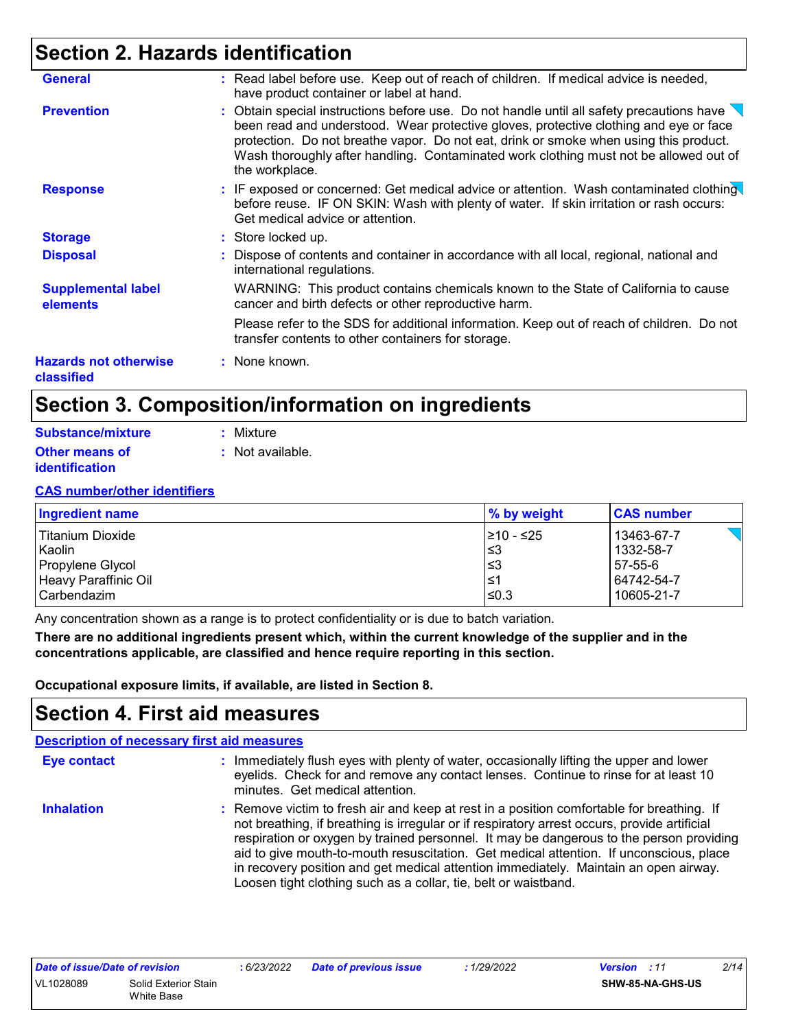## Section 2. Hazards identification

**General** : Read label before use. Keep out of reach of children. If medical advice is needed, have product container or label at hand.

**Prevention** : Obtain special instructions before use. Do not handle until all safety precautions have been read and understood. Wear protective gloves, protective clothing and eye or face protection. Do not breathe vapor. Do not eat, drink or smoke when using this product. Wash thoroughly after handling. Contaminated work clothing must not be allowed out of the workplace.

**Response** : IF exposed or concerned: Get medical advice or attention. Wash contaminated clothing before reuse. IF ON SKIN: Wash with plenty of water. If skin irritation or rash occurs: Get medical advice or attention.

**Storage** : Store locked up.

**Disposal** : Dispose of contents and container in accordance with all local, regional, national and international regulations.

**Supplemental label elements** WARNING: This product contains chemicals known to the State of California to cause cancer and birth defects or other reproductive harm.

Please refer to the SDS for additional information. Keep out of reach of children. Do not transfer contents to other containers for storage.

**Hazards not otherwise classified** : None known.

## Section 3. Composition/information on ingredients

**Substance/mixture** : Mixture

**Other means of identification** : Not available.

**CAS number/other identifiers**

| Ingredient name | % by weight | CAS number |
|---|---|---|
| Titanium Dioxide | ≥10 - ≤25 | 13463-67-7 |
| Kaolin | ≤3 | 1332-58-7 |
| Propylene Glycol | ≤3 | 57-55-6 |
| Heavy Paraffinic Oil | ≤1 | 64742-54-7 |
| Carbendazim | ≤0.3 | 10605-21-7 |

Any concentration shown as a range is to protect confidentiality or is due to batch variation.

**There are no additional ingredients present which, within the current knowledge of the supplier and in the concentrations applicable, are classified and hence require reporting in this section.**

**Occupational exposure limits, if available, are listed in Section 8.**

## Section 4. First aid measures

**Description of necessary first aid measures**

**Eye contact** : Immediately flush eyes with plenty of water, occasionally lifting the upper and lower eyelids. Check for and remove any contact lenses. Continue to rinse for at least 10 minutes. Get medical attention.

**Inhalation** : Remove victim to fresh air and keep at rest in a position comfortable for breathing. If not breathing, if breathing is irregular or if respiratory arrest occurs, provide artificial respiration or oxygen by trained personnel. It may be dangerous to the person providing aid to give mouth-to-mouth resuscitation. Get medical attention. If unconscious, place in recovery position and get medical attention immediately. Maintain an open airway. Loosen tight clothing such as a collar, tie, belt or waistband.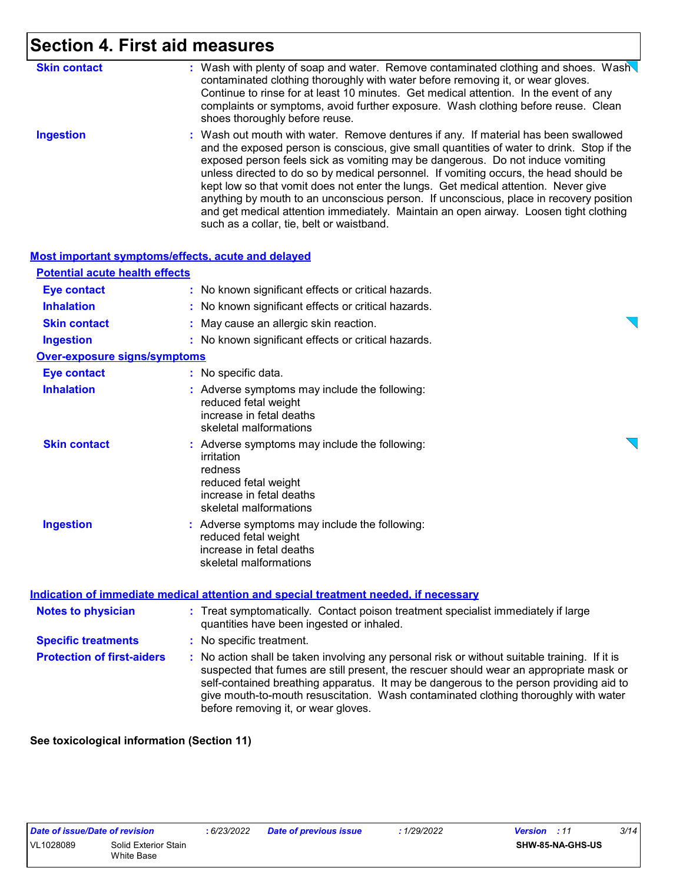# Section 4. First aid measures

**Skin contact** : Wash with plenty of soap and water. Remove contaminated clothing and shoes. Wash contaminated clothing thoroughly with water before removing it, or wear gloves. Continue to rinse for at least 10 minutes. Get medical attention. In the event of any complaints or symptoms, avoid further exposure. Wash clothing before reuse. Clean shoes thoroughly before reuse.

**Ingestion** : Wash out mouth with water. Remove dentures if any. If material has been swallowed and the exposed person is conscious, give small quantities of water to drink. Stop if the exposed person feels sick as vomiting may be dangerous. Do not induce vomiting unless directed to do so by medical personnel. If vomiting occurs, the head should be kept low so that vomit does not enter the lungs. Get medical attention. Never give anything by mouth to an unconscious person. If unconscious, place in recovery position and get medical attention immediately. Maintain an open airway. Loosen tight clothing such as a collar, tie, belt or waistband.

## Most important symptoms/effects, acute and delayed

### Potential acute health effects

**Eye contact** : No known significant effects or critical hazards.

**Inhalation** : No known significant effects or critical hazards.

**Skin contact** : May cause an allergic skin reaction.

**Ingestion** : No known significant effects or critical hazards.

### Over-exposure signs/symptoms

**Eye contact** : No specific data.

**Inhalation** : Adverse symptoms may include the following:
reduced fetal weight
increase in fetal deaths
skeletal malformations

**Skin contact** : Adverse symptoms may include the following:
irritation
redness
reduced fetal weight
increase in fetal deaths
skeletal malformations

**Ingestion** : Adverse symptoms may include the following:
reduced fetal weight
increase in fetal deaths
skeletal malformations

## Indication of immediate medical attention and special treatment needed, if necessary

**Notes to physician** : Treat symptomatically. Contact poison treatment specialist immediately if large quantities have been ingested or inhaled.

**Specific treatments** : No specific treatment.

**Protection of first-aiders** : No action shall be taken involving any personal risk or without suitable training. If it is suspected that fumes are still present, the rescuer should wear an appropriate mask or self-contained breathing apparatus. It may be dangerous to the person providing aid to give mouth-to-mouth resuscitation. Wash contaminated clothing thoroughly with water before removing it, or wear gloves.

**See toxicological information (Section 11)**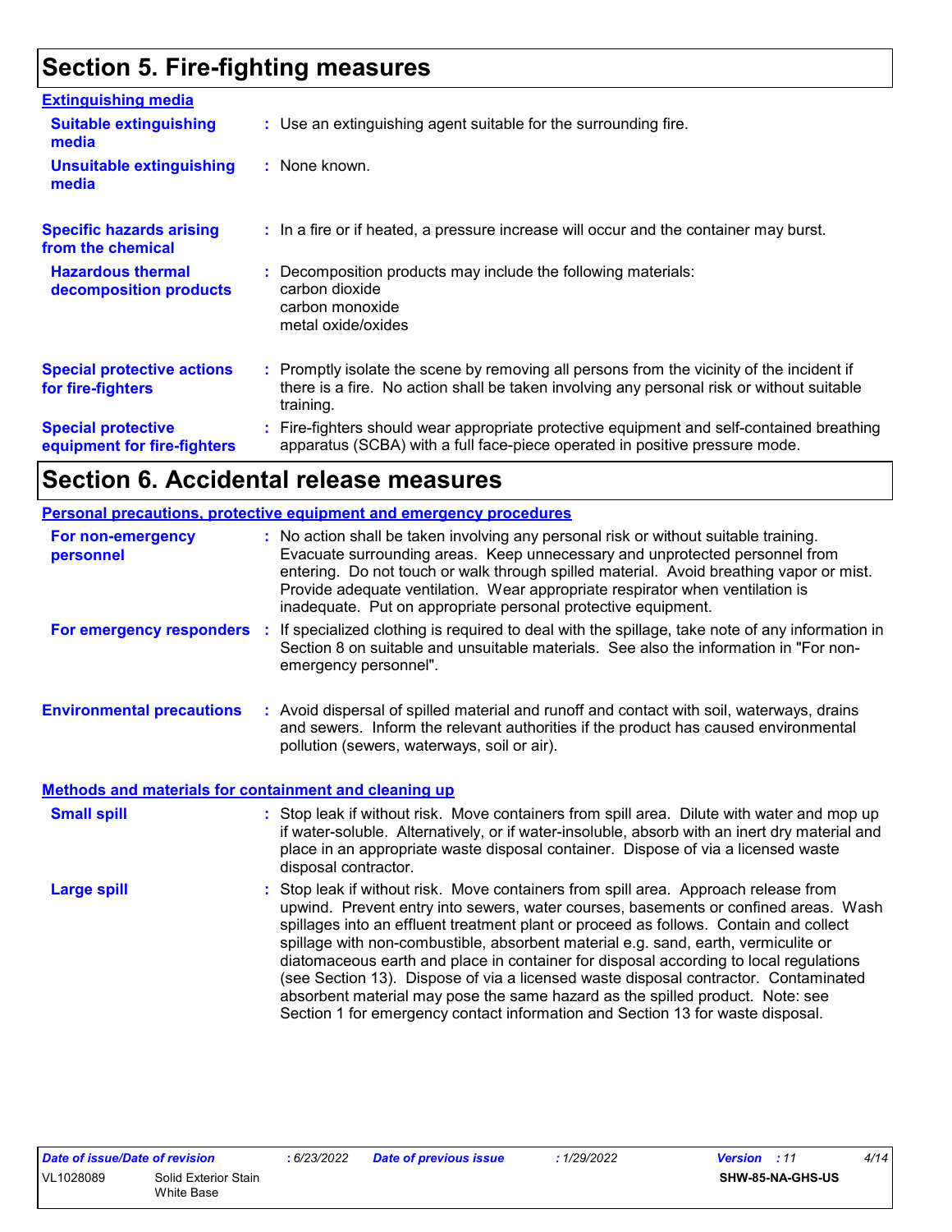## Section 5. Fire-fighting measures

### Extinguishing media

**Suitable extinguishing media** : Use an extinguishing agent suitable for the surrounding fire.

**Unsuitable extinguishing media** : None known.

**Specific hazards arising from the chemical** : In a fire or if heated, a pressure increase will occur and the container may burst.

**Hazardous thermal decomposition products** : Decomposition products may include the following materials:
carbon dioxide
carbon monoxide
metal oxide/oxides

**Special protective actions for fire-fighters** : Promptly isolate the scene by removing all persons from the vicinity of the incident if there is a fire. No action shall be taken involving any personal risk or without suitable training.

**Special protective equipment for fire-fighters** : Fire-fighters should wear appropriate protective equipment and self-contained breathing apparatus (SCBA) with a full face-piece operated in positive pressure mode.

## Section 6. Accidental release measures

### Personal precautions, protective equipment and emergency procedures

**For non-emergency personnel** : No action shall be taken involving any personal risk or without suitable training. Evacuate surrounding areas. Keep unnecessary and unprotected personnel from entering. Do not touch or walk through spilled material. Avoid breathing vapor or mist. Provide adequate ventilation. Wear appropriate respirator when ventilation is inadequate. Put on appropriate personal protective equipment.

**For emergency responders** : If specialized clothing is required to deal with the spillage, take note of any information in Section 8 on suitable and unsuitable materials. See also the information in "For non-emergency personnel".

**Environmental precautions** : Avoid dispersal of spilled material and runoff and contact with soil, waterways, drains and sewers. Inform the relevant authorities if the product has caused environmental pollution (sewers, waterways, soil or air).

### Methods and materials for containment and cleaning up

**Small spill** : Stop leak if without risk. Move containers from spill area. Dilute with water and mop up if water-soluble. Alternatively, or if water-insoluble, absorb with an inert dry material and place in an appropriate waste disposal container. Dispose of via a licensed waste disposal contractor.

**Large spill** : Stop leak if without risk. Move containers from spill area. Approach release from upwind. Prevent entry into sewers, water courses, basements or confined areas. Wash spillages into an effluent treatment plant or proceed as follows. Contain and collect spillage with non-combustible, absorbent material e.g. sand, earth, vermiculite or diatomaceous earth and place in container for disposal according to local regulations (see Section 13). Dispose of via a licensed waste disposal contractor. Contaminated absorbent material may pose the same hazard as the spilled product. Note: see Section 1 for emergency contact information and Section 13 for waste disposal.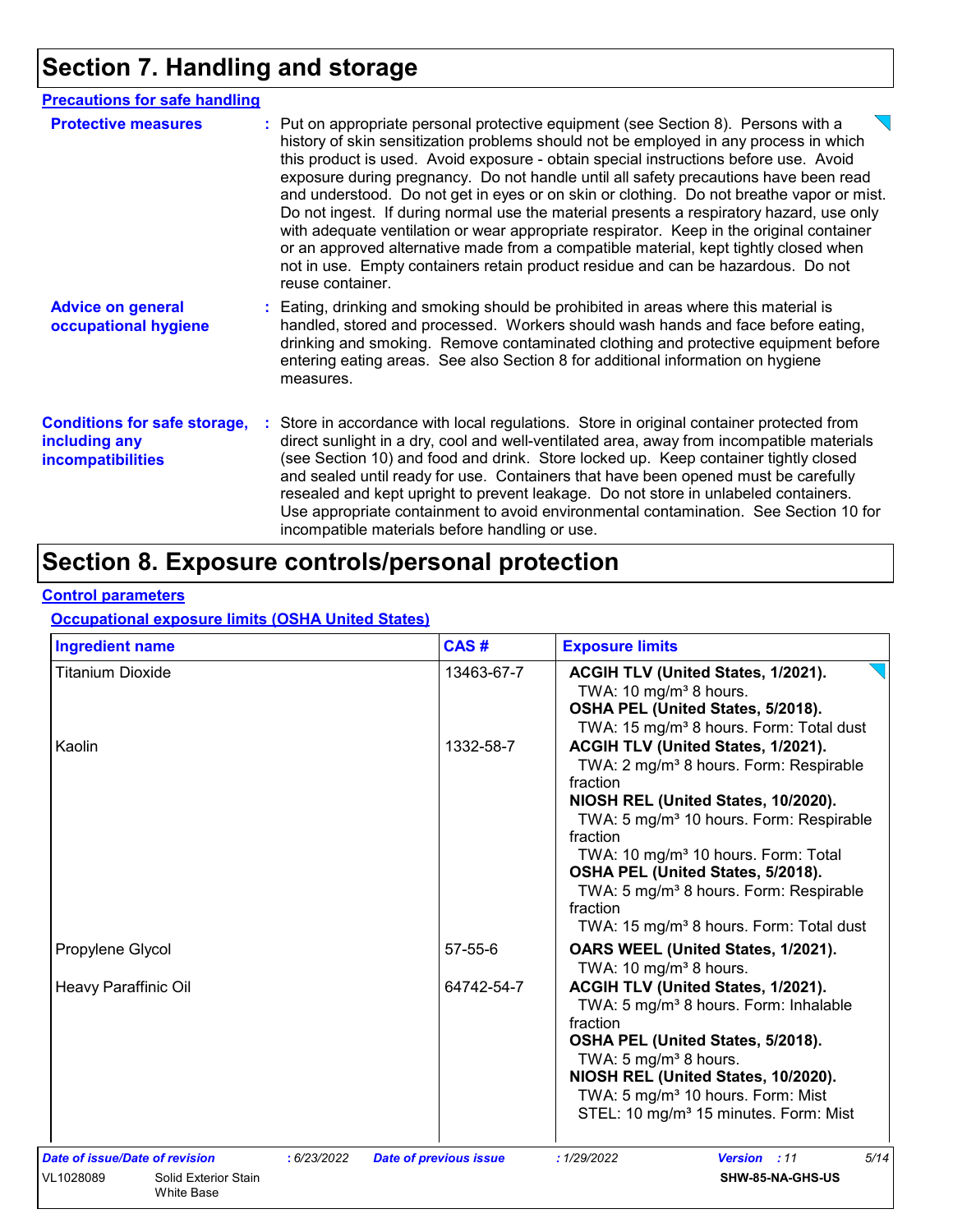# Section 7. Handling and storage

## Precautions for safe handling

**Protective measures** : Put on appropriate personal protective equipment (see Section 8). Persons with a history of skin sensitization problems should not be employed in any process in which this product is used. Avoid exposure - obtain special instructions before use. Avoid exposure during pregnancy. Do not handle until all safety precautions have been read and understood. Do not get in eyes or on skin or clothing. Do not breathe vapor or mist. Do not ingest. If during normal use the material presents a respiratory hazard, use only with adequate ventilation or wear appropriate respirator. Keep in the original container or an approved alternative made from a compatible material, kept tightly closed when not in use. Empty containers retain product residue and can be hazardous. Do not reuse container.

**Advice on general occupational hygiene** : Eating, drinking and smoking should be prohibited in areas where this material is handled, stored and processed. Workers should wash hands and face before eating, drinking and smoking. Remove contaminated clothing and protective equipment before entering eating areas. See also Section 8 for additional information on hygiene measures.

**Conditions for safe storage, including any incompatibilities** : Store in accordance with local regulations. Store in original container protected from direct sunlight in a dry, cool and well-ventilated area, away from incompatible materials (see Section 10) and food and drink. Store locked up. Keep container tightly closed and sealed until ready for use. Containers that have been opened must be carefully resealed and kept upright to prevent leakage. Do not store in unlabeled containers. Use appropriate containment to avoid environmental contamination. See Section 10 for incompatible materials before handling or use.

# Section 8. Exposure controls/personal protection

## Control parameters

### Occupational exposure limits (OSHA United States)

| Ingredient name | CAS # | Exposure limits |
|---|---|---|
| Titanium Dioxide | 13463-67-7 | **ACGIH TLV (United States, 1/2021).**<br>TWA: 10 mg/m³ 8 hours.<br>**OSHA PEL (United States, 5/2018).**<br>TWA: 15 mg/m³ 8 hours. Form: Total dust |
| Kaolin | 1332-58-7 | **ACGIH TLV (United States, 1/2021).**<br>TWA: 2 mg/m³ 8 hours. Form: Respirable fraction<br>**NIOSH REL (United States, 10/2020).**<br>TWA: 5 mg/m³ 10 hours. Form: Respirable fraction<br>TWA: 10 mg/m³ 10 hours. Form: Total<br>**OSHA PEL (United States, 5/2018).**<br>TWA: 5 mg/m³ 8 hours. Form: Respirable fraction<br>TWA: 15 mg/m³ 8 hours. Form: Total dust |
| Propylene Glycol | 57-55-6 | **OARS WEEL (United States, 1/2021).**<br>TWA: 10 mg/m³ 8 hours. |
| Heavy Paraffinic Oil | 64742-54-7 | **ACGIH TLV (United States, 1/2021).**<br>TWA: 5 mg/m³ 8 hours. Form: Inhalable fraction<br>**OSHA PEL (United States, 5/2018).**<br>TWA: 5 mg/m³ 8 hours.<br>**NIOSH REL (United States, 10/2020).**<br>TWA: 5 mg/m³ 10 hours. Form: Mist<br>STEL: 10 mg/m³ 15 minutes. Form: Mist |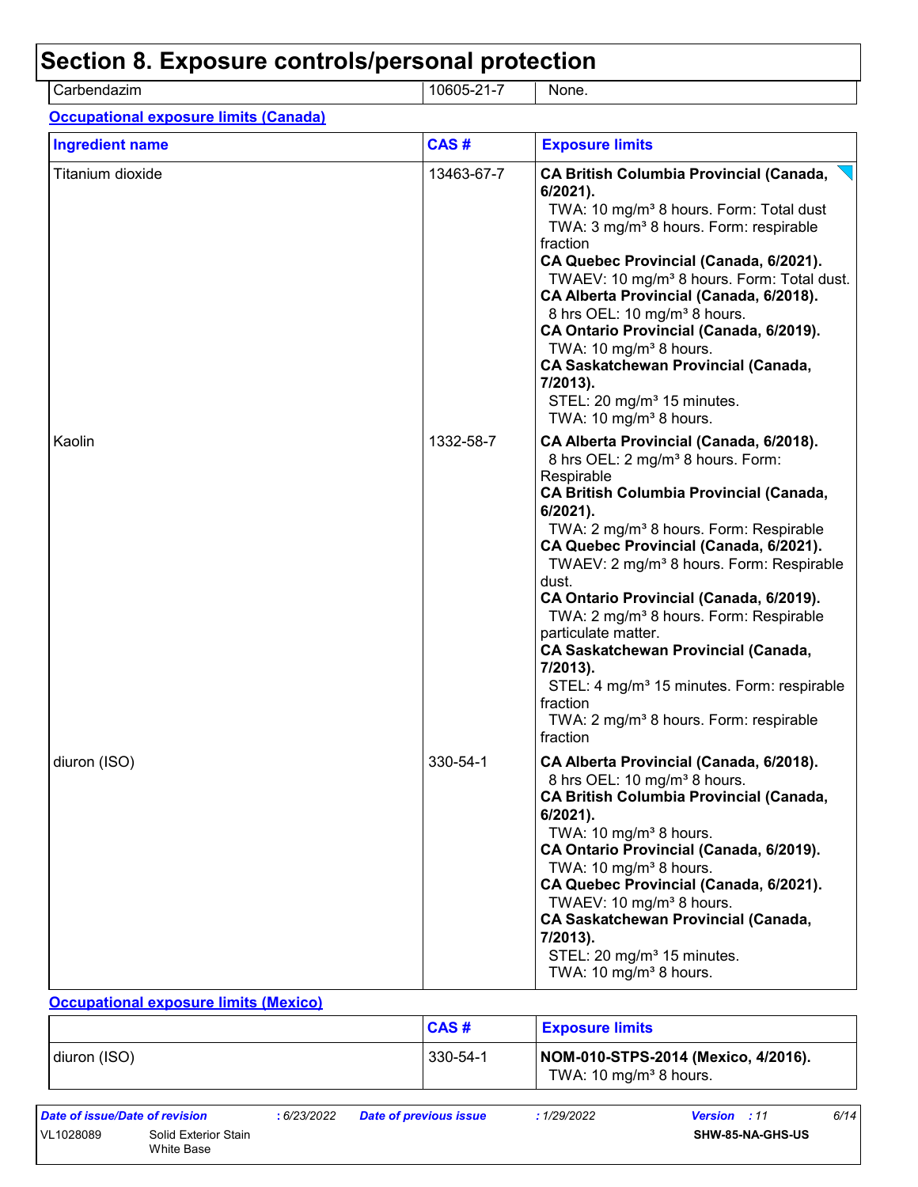# Section 8. Exposure controls/personal protection

| | | |
|---|---|---|
| Carbendazim | 10605-21-7 | None. |

**Occupational exposure limits (Canada)**

| Ingredient name | CAS # | Exposure limits |
|---|---|---|
| Titanium dioxide | 13463-67-7 | **CA British Columbia Provincial (Canada, 6/2021).** TWA: 10 mg/m³ 8 hours. Form: Total dust TWA: 3 mg/m³ 8 hours. Form: respirable fraction **CA Quebec Provincial (Canada, 6/2021).** TWAEV: 10 mg/m³ 8 hours. Form: Total dust. **CA Alberta Provincial (Canada, 6/2018).** 8 hrs OEL: 10 mg/m³ 8 hours. **CA Ontario Provincial (Canada, 6/2019).** TWA: 10 mg/m³ 8 hours. **CA Saskatchewan Provincial (Canada, 7/2013).** STEL: 20 mg/m³ 15 minutes. TWA: 10 mg/m³ 8 hours. |
| Kaolin | 1332-58-7 | **CA Alberta Provincial (Canada, 6/2018).** 8 hrs OEL: 2 mg/m³ 8 hours. Form: Respirable **CA British Columbia Provincial (Canada, 6/2021).** TWA: 2 mg/m³ 8 hours. Form: Respirable **CA Quebec Provincial (Canada, 6/2021).** TWAEV: 2 mg/m³ 8 hours. Form: Respirable dust. **CA Ontario Provincial (Canada, 6/2019).** TWA: 2 mg/m³ 8 hours. Form: Respirable particulate matter. **CA Saskatchewan Provincial (Canada, 7/2013).** STEL: 4 mg/m³ 15 minutes. Form: respirable fraction TWA: 2 mg/m³ 8 hours. Form: respirable fraction |
| diuron (ISO) | 330-54-1 | **CA Alberta Provincial (Canada, 6/2018).** 8 hrs OEL: 10 mg/m³ 8 hours. **CA British Columbia Provincial (Canada, 6/2021).** TWA: 10 mg/m³ 8 hours. **CA Ontario Provincial (Canada, 6/2019).** TWA: 10 mg/m³ 8 hours. **CA Quebec Provincial (Canada, 6/2021).** TWAEV: 10 mg/m³ 8 hours. **CA Saskatchewan Provincial (Canada, 7/2013).** STEL: 20 mg/m³ 15 minutes. TWA: 10 mg/m³ 8 hours. |

**Occupational exposure limits (Mexico)**

| | CAS # | Exposure limits |
|---|---|---|
| diuron (ISO) | 330-54-1 | **NOM-010-STPS-2014 (Mexico, 4/2016).** TWA: 10 mg/m³ 8 hours. |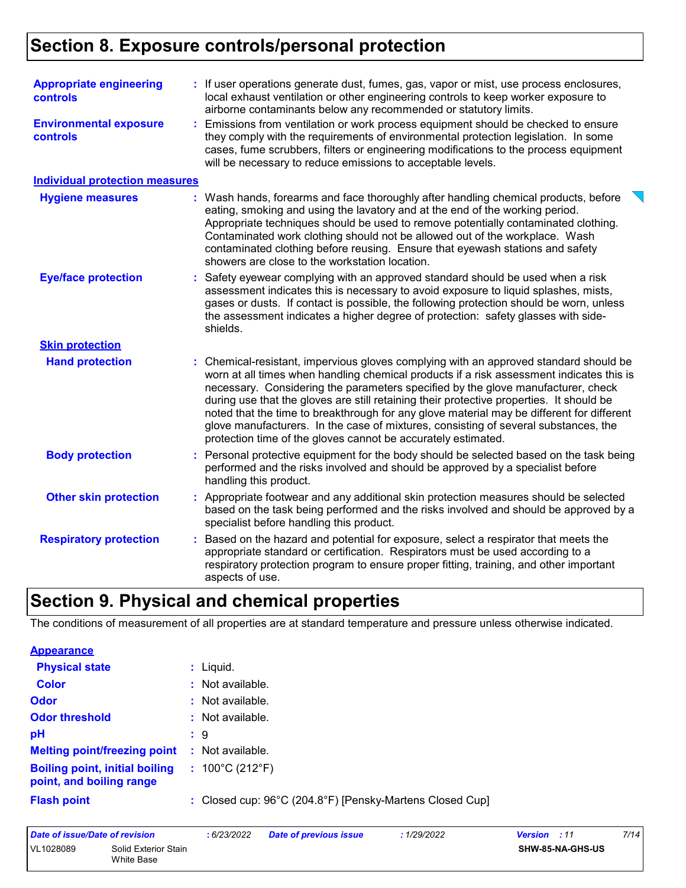# Section 8. Exposure controls/personal protection

**Appropriate engineering controls** : If user operations generate dust, fumes, gas, vapor or mist, use process enclosures, local exhaust ventilation or other engineering controls to keep worker exposure to airborne contaminants below any recommended or statutory limits.

**Environmental exposure controls** : Emissions from ventilation or work process equipment should be checked to ensure they comply with the requirements of environmental protection legislation. In some cases, fume scrubbers, filters or engineering modifications to the process equipment will be necessary to reduce emissions to acceptable levels.

## Individual protection measures

**Hygiene measures** : Wash hands, forearms and face thoroughly after handling chemical products, before eating, smoking and using the lavatory and at the end of the working period. Appropriate techniques should be used to remove potentially contaminated clothing. Contaminated work clothing should not be allowed out of the workplace. Wash contaminated clothing before reusing. Ensure that eyewash stations and safety showers are close to the workstation location.

**Eye/face protection** : Safety eyewear complying with an approved standard should be used when a risk assessment indicates this is necessary to avoid exposure to liquid splashes, mists, gases or dusts. If contact is possible, the following protection should be worn, unless the assessment indicates a higher degree of protection: safety glasses with side-shields.

### Skin protection

**Hand protection** : Chemical-resistant, impervious gloves complying with an approved standard should be worn at all times when handling chemical products if a risk assessment indicates this is necessary. Considering the parameters specified by the glove manufacturer, check during use that the gloves are still retaining their protective properties. It should be noted that the time to breakthrough for any glove material may be different for different glove manufacturers. In the case of mixtures, consisting of several substances, the protection time of the gloves cannot be accurately estimated.

**Body protection** : Personal protective equipment for the body should be selected based on the task being performed and the risks involved and should be approved by a specialist before handling this product.

**Other skin protection** : Appropriate footwear and any additional skin protection measures should be selected based on the task being performed and the risks involved and should be approved by a specialist before handling this product.

**Respiratory protection** : Based on the hazard and potential for exposure, select a respirator that meets the appropriate standard or certification. Respirators must be used according to a respiratory protection program to ensure proper fitting, training, and other important aspects of use.

# Section 9. Physical and chemical properties

The conditions of measurement of all properties are at standard temperature and pressure unless otherwise indicated.

## Appearance

**Physical state** : Liquid.

**Color** : Not available.

**Odor** : Not available.

**Odor threshold** : Not available.

**pH** : 9

**Melting point/freezing point** : Not available.

**Boiling point, initial boiling point, and boiling range** : 100°C (212°F)

**Flash point** : Closed cup: 96°C (204.8°F) [Pensky-Martens Closed Cup]

| Date of issue/Date of revision | : 6/23/2022 | Date of previous issue | : 1/29/2022 | Version : 11 |
|---|---|---|---|---|
| VL1028089 | Solid Exterior Stain White Base | | | SHW-85-NA-GHS-US |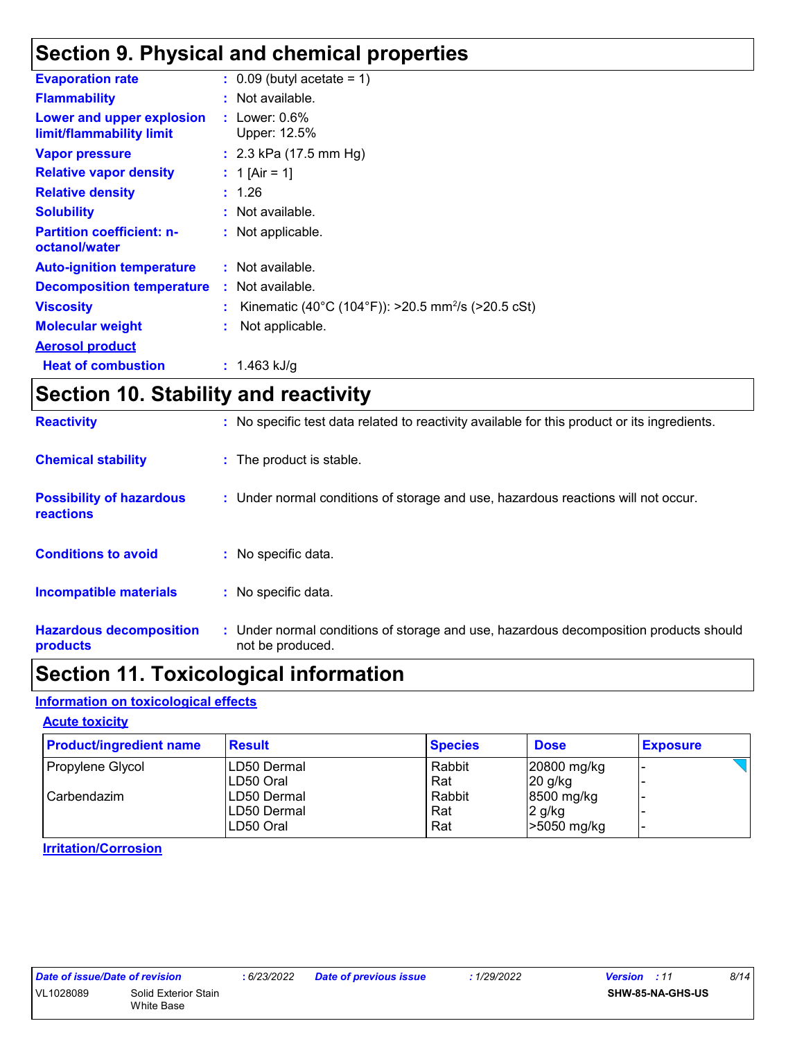## Section 9. Physical and chemical properties

**Evaporation rate** : 0.09 (butyl acetate = 1)

**Flammability** : Not available.

**Lower and upper explosion limit/flammability limit** : Lower: 0.6%
Upper: 12.5%

**Vapor pressure** : 2.3 kPa (17.5 mm Hg)

**Relative vapor density** : 1 [Air = 1]

**Relative density** : 1.26

**Solubility** : Not available.

**Partition coefficient: n-octanol/water** : Not applicable.

**Auto-ignition temperature** : Not available.

**Decomposition temperature** : Not available.

**Viscosity** : Kinematic (40°C (104°F)): >20.5 $mm^2/s$ (>20.5 cSt)

**Molecular weight** : Not applicable.

**Aerosol product**

**Heat of combustion** : 1.463 kJ/g

## Section 10. Stability and reactivity

**Reactivity** : No specific test data related to reactivity available for this product or its ingredients.

**Chemical stability** : The product is stable.

**Possibility of hazardous reactions** : Under normal conditions of storage and use, hazardous reactions will not occur.

**Conditions to avoid** : No specific data.

**Incompatible materials** : No specific data.

**Hazardous decomposition products** : Under normal conditions of storage and use, hazardous decomposition products should not be produced.

## Section 11. Toxicological information

### Information on toxicological effects

#### Acute toxicity

| Product/ingredient name | Result | Species | Dose | Exposure |
|---|---|---|---|---|
| Propylene Glycol | LD50 Dermal | Rabbit | 20800 mg/kg | - |
| | LD50 Oral | Rat | 20 g/kg | - |
| Carbendazim | LD50 Dermal | Rabbit | 8500 mg/kg | - |
| | LD50 Dermal | Rat | 2 g/kg | - |
| | LD50 Oral | Rat | >5050 mg/kg | - |

#### Irritation/Corrosion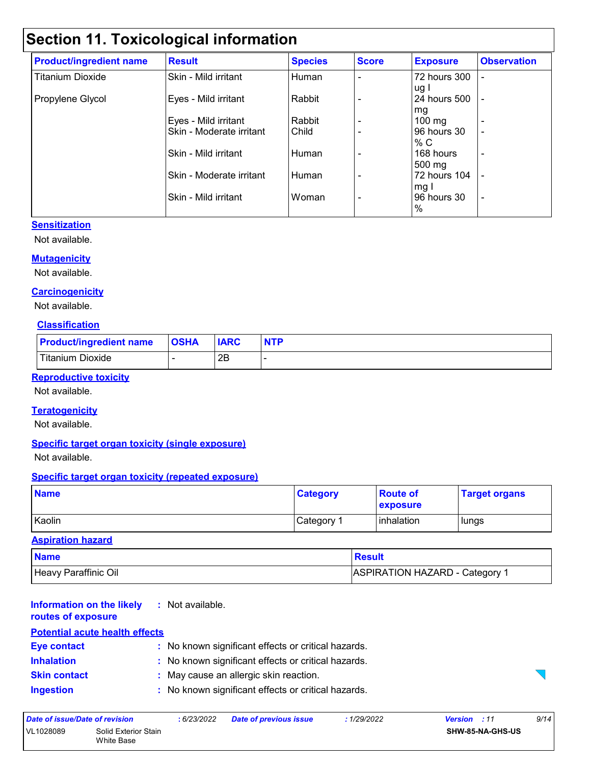## Section 11. Toxicological information

| Product/ingredient name | Result | Species | Score | Exposure | Observation |
|---|---|---|---|---|---|
| Titanium Dioxide | Skin - Mild irritant | Human | - | 72 hours 300 ug I | - |
| Propylene Glycol | Eyes - Mild irritant | Rabbit | - | 24 hours 500 mg | - |
| | Eyes - Mild irritant | Rabbit | - | 100 mg | - |
| | Skin - Moderate irritant | Child | - | 96 hours 30 % C | - |
| | Skin - Mild irritant | Human | - | 168 hours 500 mg | - |
| | Skin - Moderate irritant | Human | - | 72 hours 104 mg I | - |
| | Skin - Mild irritant | Woman | - | 96 hours 30 % | - |

### Sensitization

Not available.

### Mutagenicity

Not available.

### Carcinogenicity

Not available.

### Classification

| Product/ingredient name | OSHA | IARC | NTP |
|---|---|---|---|
| Titanium Dioxide | - | 2B | - |

### Reproductive toxicity

Not available.

### Teratogenicity

Not available.

### Specific target organ toxicity (single exposure)

Not available.

### Specific target organ toxicity (repeated exposure)

| Name | Category | Route of exposure | Target organs |
|---|---|---|---|
| Kaolin | Category 1 | inhalation | lungs |

### Aspiration hazard

| Name | Result |
|---|---|
| Heavy Paraffinic Oil | ASPIRATION HAZARD - Category 1 |

**Information on the likely routes of exposure** : Not available.

### Potential acute health effects

**Eye contact** : No known significant effects or critical hazards.

**Inhalation** : No known significant effects or critical hazards.

**Skin contact** : May cause an allergic skin reaction.

**Ingestion** : No known significant effects or critical hazards.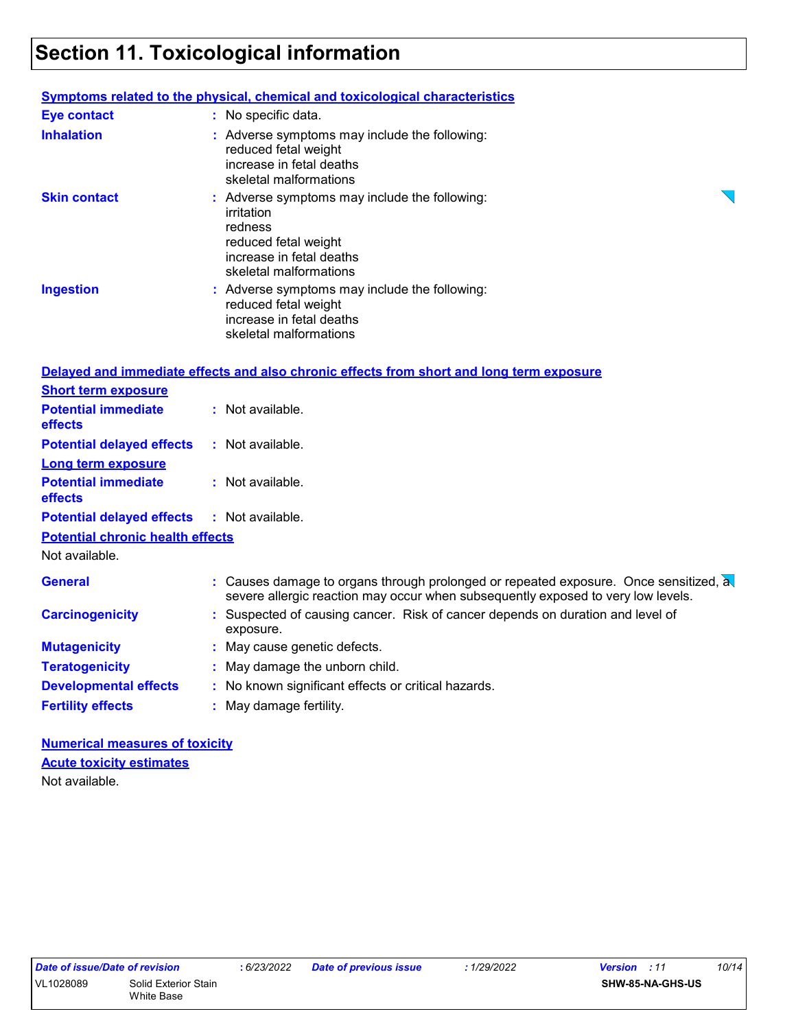# Section 11. Toxicological information

**Symptoms related to the physical, chemical and toxicological characteristics**

| | |
|---|---|
| **Eye contact** | : No specific data. |
| **Inhalation** | : Adverse symptoms may include the following:<br>reduced fetal weight<br>increase in fetal deaths<br>skeletal malformations |
| **Skin contact** | : Adverse symptoms may include the following:<br>irritation<br>redness<br>reduced fetal weight<br>increase in fetal deaths<br>skeletal malformations |
| **Ingestion** | : Adverse symptoms may include the following:<br>reduced fetal weight<br>increase in fetal deaths<br>skeletal malformations |

**Delayed and immediate effects and also chronic effects from short and long term exposure**

**Short term exposure**

| | |
|---|---|
| **Potential immediate effects** | : Not available. |
| **Potential delayed effects** | : Not available. |

**Long term exposure**

| | |
|---|---|
| **Potential immediate effects** | : Not available. |
| **Potential delayed effects** | : Not available. |

**Potential chronic health effects**

Not available.

| | |
|---|---|
| **General** | : Causes damage to organs through prolonged or repeated exposure. Once sensitized, a severe allergic reaction may occur when subsequently exposed to very low levels. |
| **Carcinogenicity** | : Suspected of causing cancer. Risk of cancer depends on duration and level of exposure. |
| **Mutagenicity** | : May cause genetic defects. |
| **Teratogenicity** | : May damage the unborn child. |
| **Developmental effects** | : No known significant effects or critical hazards. |
| **Fertility effects** | : May damage fertility. |

**Numerical measures of toxicity**

**Acute toxicity estimates**

Not available.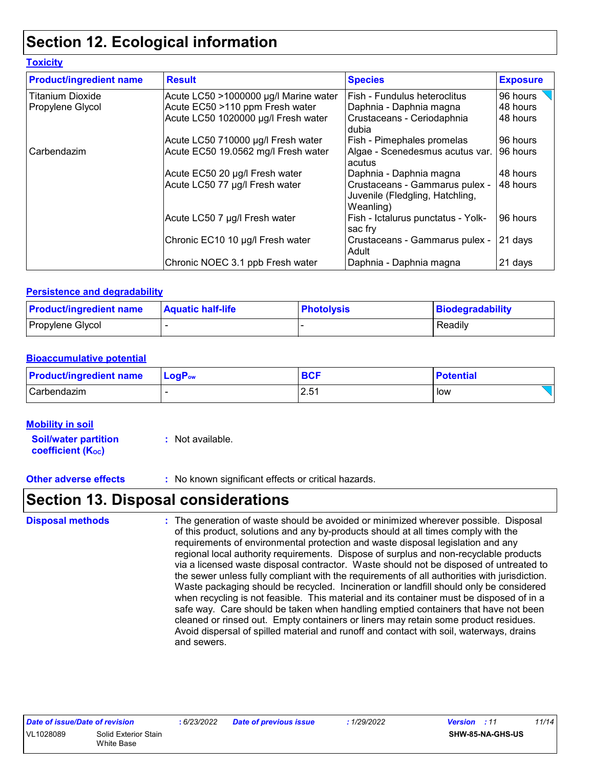# Section 12. Ecological information

## Toxicity

| Product/ingredient name | Result | Species | Exposure |
|---|---|---|---|
| Titanium Dioxide | Acute LC50 >1000000 µg/l Marine water | Fish - Fundulus heteroclitus | 96 hours |
| Propylene Glycol | Acute EC50 >110 ppm Fresh water | Daphnia - Daphnia magna | 48 hours |
| | Acute LC50 1020000 µg/l Fresh water | Crustaceans - Ceriodaphnia dubia | 48 hours |
| | Acute LC50 710000 µg/l Fresh water | Fish - Pimephales promelas | 96 hours |
| Carbendazim | Acute EC50 19.0562 mg/l Fresh water | Algae - Scenedesmus acutus var. acutus | 96 hours |
| | Acute EC50 20 µg/l Fresh water | Daphnia - Daphnia magna | 48 hours |
| | Acute LC50 77 µg/l Fresh water | Crustaceans - Gammarus pulex - Juvenile (Fledgling, Hatchling, Weanling) | 48 hours |
| | Acute LC50 7 µg/l Fresh water | Fish - Ictalurus punctatus - Yolk-sac fry | 96 hours |
| | Chronic EC10 10 µg/l Fresh water | Crustaceans - Gammarus pulex - Adult | 21 days |
| | Chronic NOEC 3.1 ppb Fresh water | Daphnia - Daphnia magna | 21 days |

## Persistence and degradability

| Product/ingredient name | Aquatic half-life | Photolysis | Biodegradability |
|---|---|---|---|
| Propylene Glycol | - | - | Readily |

## Bioaccumulative potential

| Product/ingredient name | $LogP_{ow}$ | BCF | Potential |
|---|---|---|---|
| Carbendazim | - | 2.51 | low |

## Mobility in soil

**Soil/water partition coefficient ($K_{OC}$)** : Not available.

**Other adverse effects** : No known significant effects or critical hazards.

# Section 13. Disposal considerations

**Disposal methods** : The generation of waste should be avoided or minimized wherever possible. Disposal of this product, solutions and any by-products should at all times comply with the requirements of environmental protection and waste disposal legislation and any regional local authority requirements. Dispose of surplus and non-recyclable products via a licensed waste disposal contractor. Waste should not be disposed of untreated to the sewer unless fully compliant with the requirements of all authorities with jurisdiction. Waste packaging should be recycled. Incineration or landfill should only be considered when recycling is not feasible. This material and its container must be disposed of in a safe way. Care should be taken when handling emptied containers that have not been cleaned or rinsed out. Empty containers or liners may retain some product residues. Avoid dispersal of spilled material and runoff and contact with soil, waterways, drains and sewers.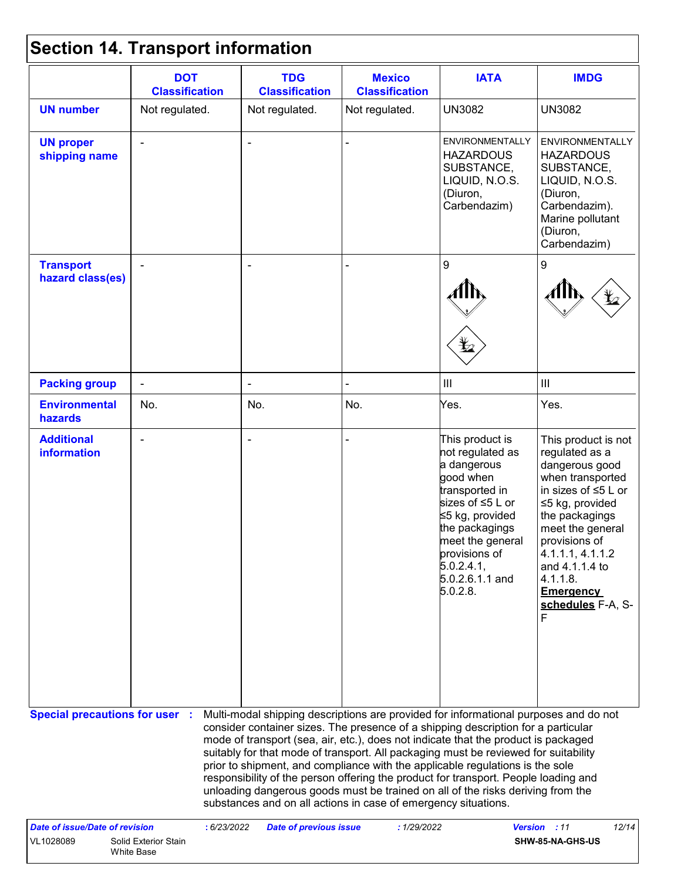# Section 14. Transport information

| | DOT Classification | TDG Classification | Mexico Classification | IATA | IMDG |
|---|---|---|---|---|---|
| **UN number** | Not regulated. | Not regulated. | Not regulated. | UN3082 | UN3082 |
| **UN proper shipping name** | - | - | - | ENVIRONMENTALLY HAZARDOUS SUBSTANCE, LIQUID, N.O.S. (Diuron, Carbendazim) | ENVIRONMENTALLY HAZARDOUS SUBSTANCE, LIQUID, N.O.S. (Diuron, Carbendazim). Marine pollutant (Diuron, Carbendazim) |
| **Transport hazard class(es)** | - | - | - | 9 | 9 |
| **Packing group** | - | - | - | III | III |
| **Environmental hazards** | No. | No. | No. | Yes. | Yes. |
| **Additional information** | - | - | - | This product is not regulated as a dangerous good when transported in sizes of ≤5 L or ≤5 kg, provided the packagings meet the general provisions of 5.0.2.4.1, 5.0.2.6.1.1 and 5.0.2.8. | This product is not regulated as a dangerous good when transported in sizes of ≤5 L or ≤5 kg, provided the packagings meet the general provisions of 4.1.1.1, 4.1.1.2 and 4.1.1.4 to 4.1.1.8. **Emergency schedules** F-A, S-F |

**Special precautions for user** : Multi-modal shipping descriptions are provided for informational purposes and do not consider container sizes. The presence of a shipping description for a particular mode of transport (sea, air, etc.), does not indicate that the product is packaged suitably for that mode of transport. All packaging must be reviewed for suitability prior to shipment, and compliance with the applicable regulations is the sole responsibility of the person offering the product for transport. People loading and unloading dangerous goods must be trained on all of the risks deriving from the substances and on all actions in case of emergency situations.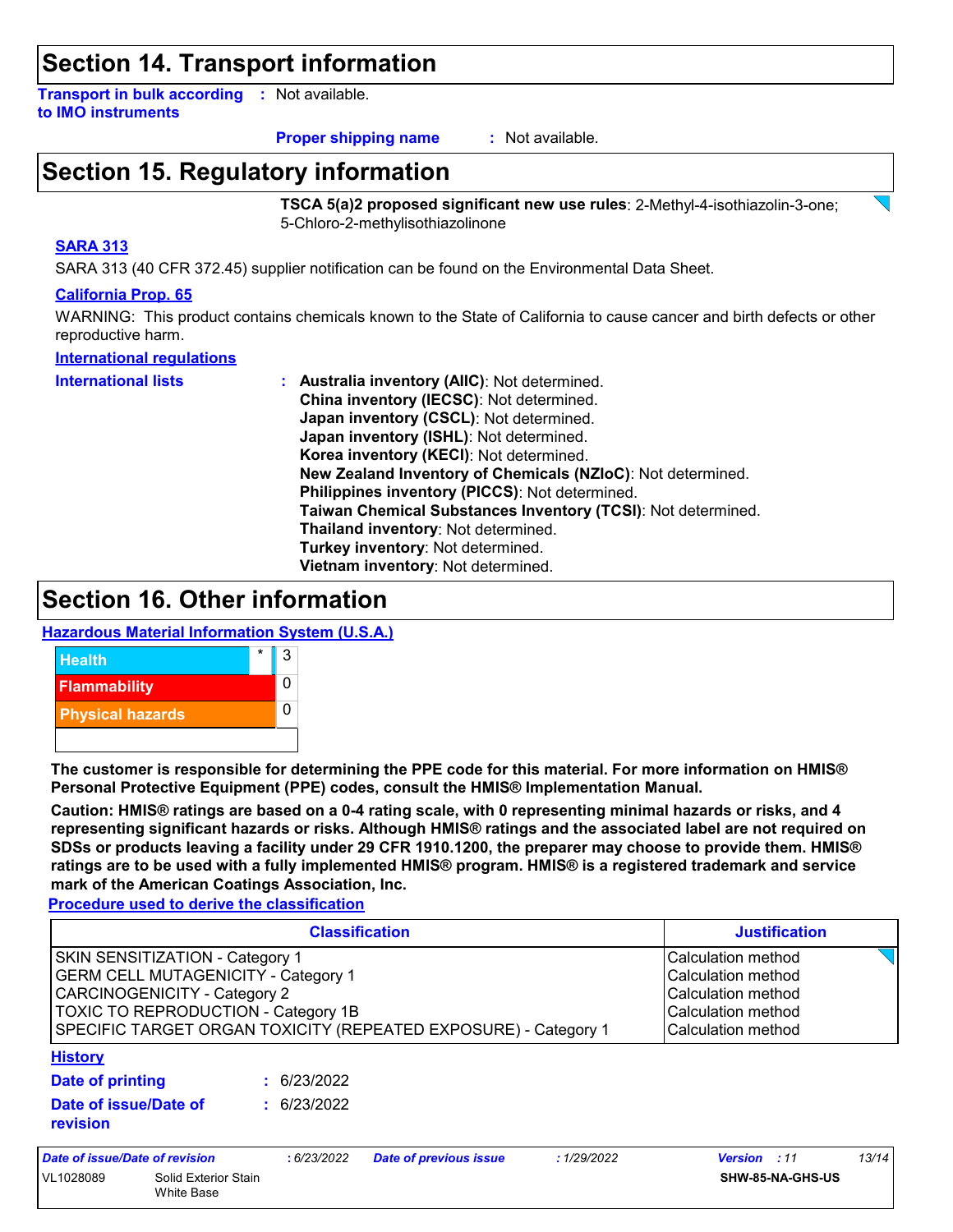# Section 14. Transport information

**Transport in bulk according to IMO instruments** : Not available.

**Proper shipping name** : Not available.

# Section 15. Regulatory information

**TSCA 5(a)2 proposed significant new use rules**: 2-Methyl-4-isothiazolin-3-one; 5-Chloro-2-methylisothiazolinone

**SARA 313**

SARA 313 (40 CFR 372.45) supplier notification can be found on the Environmental Data Sheet.

**California Prop. 65**

WARNING: This product contains chemicals known to the State of California to cause cancer and birth defects or other reproductive harm.

**International regulations**

**International lists** :
**Australia inventory (AIIC)**: Not determined.
**China inventory (IECSC)**: Not determined.
**Japan inventory (CSCL)**: Not determined.
**Japan inventory (ISHL)**: Not determined.
**Korea inventory (KECI)**: Not determined.
**New Zealand Inventory of Chemicals (NZIoC)**: Not determined.
**Philippines inventory (PICCS)**: Not determined.
**Taiwan Chemical Substances Inventory (TCSI)**: Not determined.
**Thailand inventory**: Not determined.
**Turkey inventory**: Not determined.
**Vietnam inventory**: Not determined.

# Section 16. Other information

**Hazardous Material Information System (U.S.A.)**

| | | |
|---|---|---|
| Health | * | 3 |
| Flammability | | 0 |
| Physical hazards | | 0 |

**The customer is responsible for determining the PPE code for this material. For more information on HMIS® Personal Protective Equipment (PPE) codes, consult the HMIS® Implementation Manual.**

**Caution: HMIS® ratings are based on a 0-4 rating scale, with 0 representing minimal hazards or risks, and 4 representing significant hazards or risks. Although HMIS® ratings and the associated label are not required on SDSs or products leaving a facility under 29 CFR 1910.1200, the preparer may choose to provide them. HMIS® ratings are to be used with a fully implemented HMIS® program. HMIS® is a registered trademark and service mark of the American Coatings Association, Inc.**

**Procedure used to derive the classification**

| Classification | Justification |
|---|---|
| SKIN SENSITIZATION - Category 1 | Calculation method |
| GERM CELL MUTAGENICITY - Category 1 | Calculation method |
| CARCINOGENICITY - Category 2 | Calculation method |
| TOXIC TO REPRODUCTION - Category 1B | Calculation method |
| SPECIFIC TARGET ORGAN TOXICITY (REPEATED EXPOSURE) - Category 1 | Calculation method |

**History**

**Date of printing** : 6/23/2022

**Date of issue/Date of revision** : 6/23/2022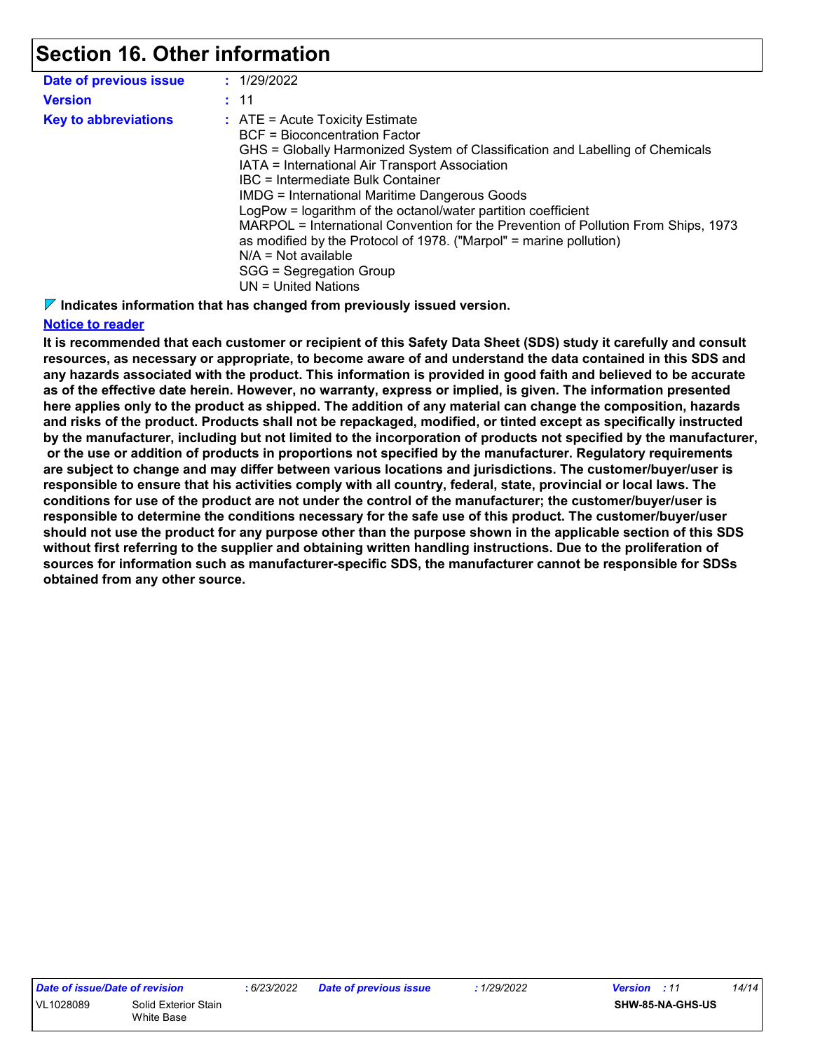# Section 16. Other information

| | | |
|---|---|---|
| **Date of previous issue** | : | 1/29/2022 |
| **Version** | : | 11 |
| **Key to abbreviations** | : | ATE = Acute Toxicity Estimate<br>BCF = Bioconcentration Factor<br>GHS = Globally Harmonized System of Classification and Labelling of Chemicals<br>IATA = International Air Transport Association<br>IBC = Intermediate Bulk Container<br>IMDG = International Maritime Dangerous Goods<br>LogPow = logarithm of the octanol/water partition coefficient<br>MARPOL = International Convention for the Prevention of Pollution From Ships, 1973 as modified by the Protocol of 1978. ("Marpol" = marine pollution)<br>N/A = Not available<br>SGG = Segregation Group<br>UN = United Nations |

**Indicates information that has changed from previously issued version.**

**Notice to reader**

**It is recommended that each customer or recipient of this Safety Data Sheet (SDS) study it carefully and consult resources, as necessary or appropriate, to become aware of and understand the data contained in this SDS and any hazards associated with the product. This information is provided in good faith and believed to be accurate as of the effective date herein. However, no warranty, express or implied, is given. The information presented here applies only to the product as shipped. The addition of any material can change the composition, hazards and risks of the product. Products shall not be repackaged, modified, or tinted except as specifically instructed by the manufacturer, including but not limited to the incorporation of products not specified by the manufacturer, or the use or addition of products in proportions not specified by the manufacturer. Regulatory requirements are subject to change and may differ between various locations and jurisdictions. The customer/buyer/user is responsible to ensure that his activities comply with all country, federal, state, provincial or local laws. The conditions for use of the product are not under the control of the manufacturer; the customer/buyer/user is responsible to determine the conditions necessary for the safe use of this product. The customer/buyer/user should not use the product for any purpose other than the purpose shown in the applicable section of this SDS without first referring to the supplier and obtaining written handling instructions. Due to the proliferation of sources for information such as manufacturer-specific SDS, the manufacturer cannot be responsible for SDSs obtained from any other source.**